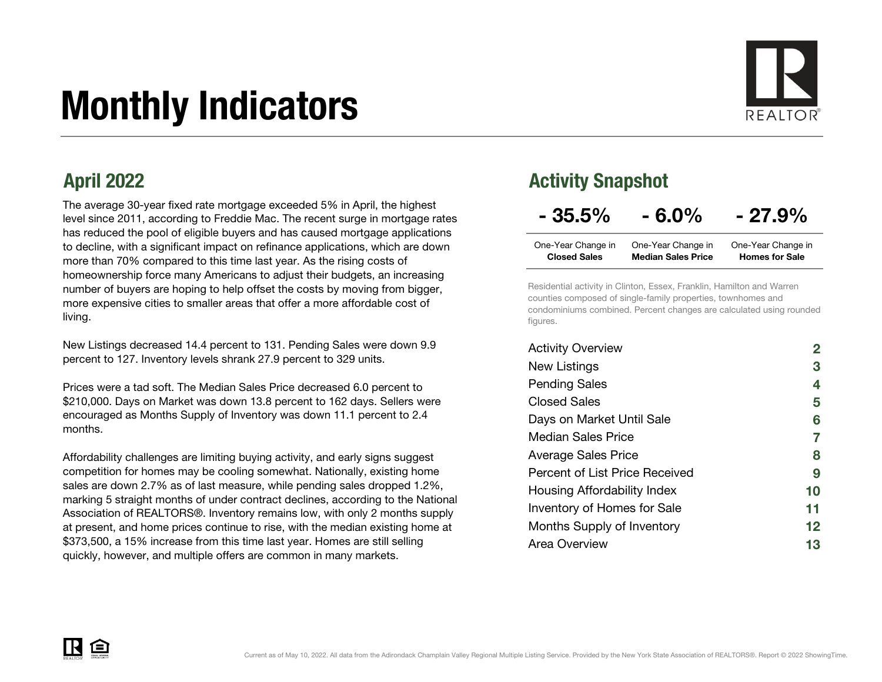# Monthly Indicators

## April 2022

The average 30-year fixed rate mortgage exceeded 5% in April, the highest level since 2011, according to Freddie Mac. The recent surge in mortgage rates has reduced the pool of eligible buyers and has caused mortgage applications to decline, with a significant impact on refinance applications, which are down more than 70% compared to this time last year. As the rising costs of homeownership force many Americans to adjust their budgets, an increasing number of buyers are hoping to help offset the costs by moving from bigger, more expensive cities to smaller areas that offer a more affordable cost of living.

New Listings decreased 14.4 percent to 131. Pending Sales were down 9.9 percent to 127. Inventory levels shrank 27.9 percent to 329 units.

Prices were a tad soft. The Median Sales Price decreased 6.0 percent to $210,000. Days on Market was down 13.8 percent to 162 days. Sellers were encouraged as Months Supply of Inventory was down 11.1 percent to 2.4 months.

Affordability challenges are limiting buying activity, and early signs suggest competition for homes may be cooling somewhat. Nationally, existing home sales are down 2.7% as of last measure, while pending sales dropped 1.2%, marking 5 straight months of under contract declines, according to the National Association of REALTORS®. Inventory remains low, with only 2 months supply at present, and home prices continue to rise, with the median existing home at $373,500, a 15% increase from this time last year. Homes are still selling quickly, however, and multiple offers are common in many markets.

## Activity Snapshot

| - 35.5% | - 6.0% | - 27.9% |
| --- | --- | --- |
| One-Year Change in **Closed Sales** | One-Year Change in **Median Sales Price** | One-Year Change in **Homes for Sale** |

Residential activity in Clinton, Essex, Franklin, Hamilton and Warren counties composed of single-family properties, townhomes and condominiums combined. Percent changes are calculated using rounded figures.

| | |
| --- | --- |
| Activity Overview | 2 |
| New Listings | 3 |
| Pending Sales | 4 |
| Closed Sales | 5 |
| Days on Market Until Sale | 6 |
| Median Sales Price | 7 |
| Average Sales Price | 8 |
| Percent of List Price Received | 9 |
| Housing Affordability Index | 10 |
| Inventory of Homes for Sale | 11 |
| Months Supply of Inventory | 12 |
| Area Overview | 13 |

Current as of May 10, 2022. All data from the Adirondack Champlain Valley Regional Multiple Listing Service. Provided by the New York State Association of REALTORS®. Report © 2022 ShowingTime.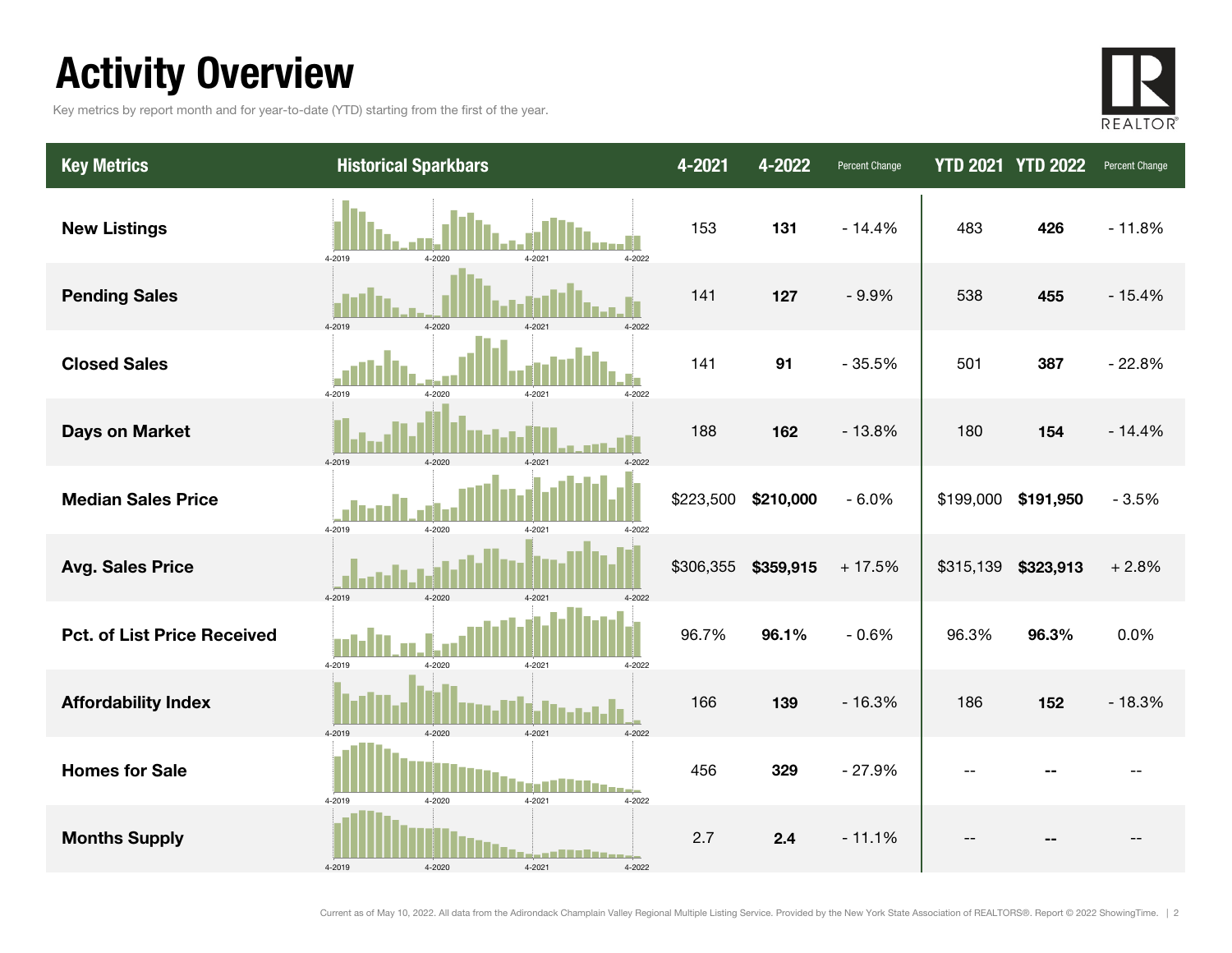# Activity Overview

Key metrics by report month and for year-to-date (YTD) starting from the first of the year.

| Key Metrics | Historical Sparkbars | 4-2021 | 4-2022 | Percent Change | YTD 2021 | YTD 2022 | Percent Change |
|---|---|---|---|---|---|---|---|
| **New Listings** | 4-2019 4-2020 4-2021 4-2022 | 153 | **131** | - 14.4% | 483 | **426** | - 11.8% |
| **Pending Sales** | 4-2019 4-2020 4-2021 4-2022 | 141 | **127** | - 9.9% | 538 | **455** | - 15.4% |
| **Closed Sales** | 4-2019 4-2020 4-2021 4-2022 | 141 | **91** | - 35.5% | 501 | **387** | - 22.8% |
| **Days on Market** | 4-2019 4-2020 4-2021 4-2022 | 188 | **162** | - 13.8% | 180 | **154** | - 14.4% |
| **Median Sales Price** | 4-2019 4-2020 4-2021 4-2022 | $223,500 | **$210,000** | - 6.0% | $199,000 | **$191,950** | - 3.5% |
| **Avg. Sales Price** | 4-2019 4-2020 4-2021 4-2022 | $306,355 | **$359,915** | + 17.5% | $315,139 | **$323,913** | + 2.8% |
| **Pct. of List Price Received** | 4-2019 4-2020 4-2021 4-2022 | 96.7% | **96.1%** | - 0.6% | 96.3% | **96.3%** | 0.0% |
| **Affordability Index** | 4-2019 4-2020 4-2021 4-2022 | 166 | **139** | - 16.3% | 186 | **152** | - 18.3% |
| **Homes for Sale** | 4-2019 4-2020 4-2021 4-2022 | 456 | **329** | - 27.9% | -- | **--** | -- |
| **Months Supply** | 4-2019 4-2020 4-2021 4-2022 | 2.7 | **2.4** | - 11.1% | -- | **--** | -- |

Current as of May 10, 2022. All data from the Adirondack Champlain Valley Regional Multiple Listing Service. Provided by the New York State Association of REALTORS®. Report © 2022 ShowingTime.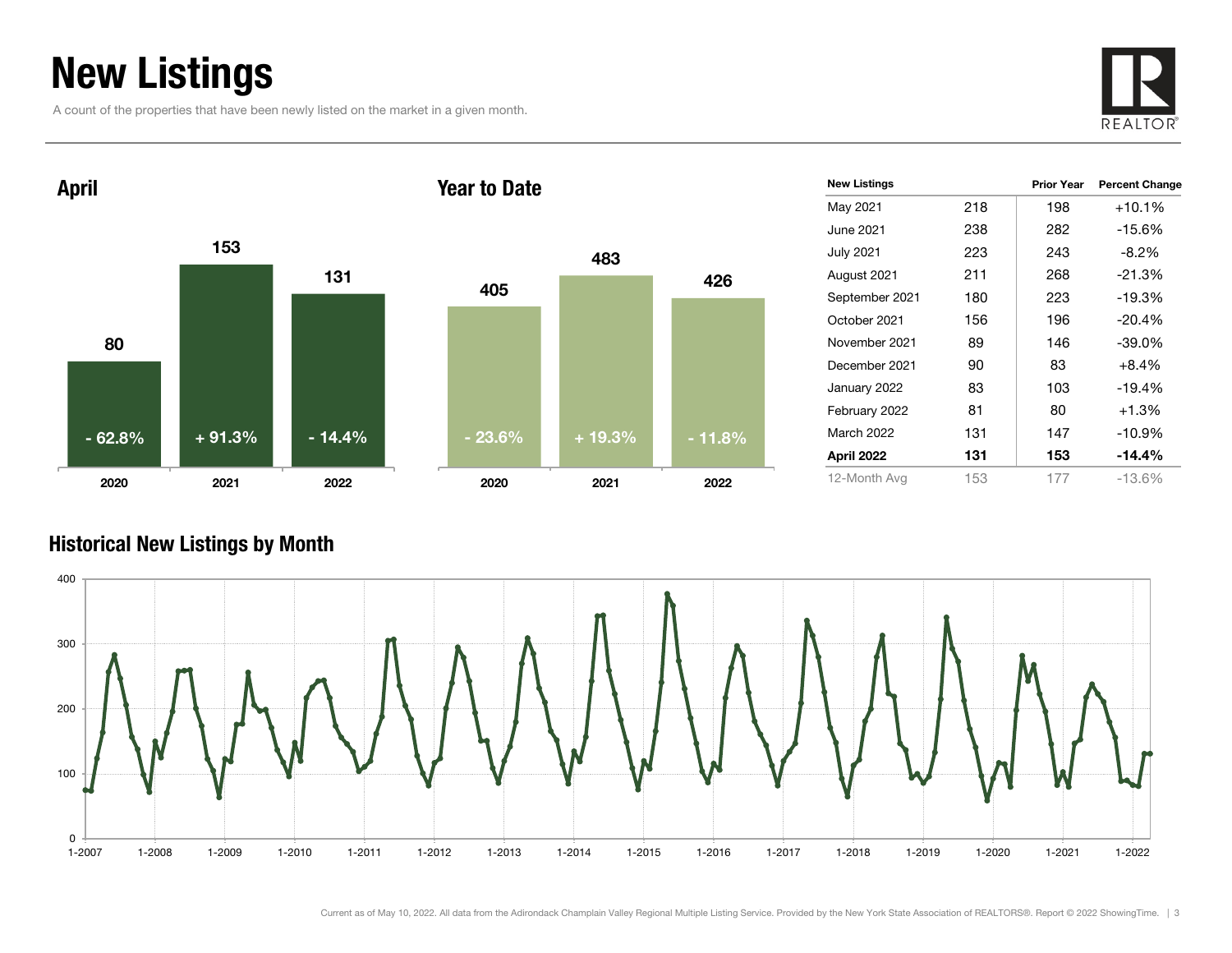# New Listings

A count of the properties that have been newly listed on the market in a given month.

## April

| Year | New Listings | Change |
|---|---|---|
| 2020 | 80 | - 62.8% |
| 2021 | 153 | + 91.3% |
| 2022 | 131 | - 14.4% |

## Year to Date

| Year | New Listings | Change |
|---|---|---|
| 2020 | 405 | - 23.6% |
| 2021 | 483 | + 19.3% |
| 2022 | 426 | - 11.8% |

| New Listings | | Prior Year | Percent Change |
|---|---|---|---|
| May 2021 | 218 | 198 | +10.1% |
| June 2021 | 238 | 282 | -15.6% |
| July 2021 | 223 | 243 | -8.2% |
| August 2021 | 211 | 268 | -21.3% |
| September 2021 | 180 | 223 | -19.3% |
| October 2021 | 156 | 196 | -20.4% |
| November 2021 | 89 | 146 | -39.0% |
| December 2021 | 90 | 83 | +8.4% |
| January 2022 | 83 | 103 | -19.4% |
| February 2022 | 81 | 80 | +1.3% |
| March 2022 | 131 | 147 | -10.9% |
| **April 2022** | **131** | **153** | **-14.4%** |
| 12-Month Avg | 153 | 177 | -13.6% |

## Historical New Listings by Month

Current as of May 10, 2022. All data from the Adirondack Champlain Valley Regional Multiple Listing Service. Provided by the New York State Association of REALTORS®. Report © 2022 ShowingTime.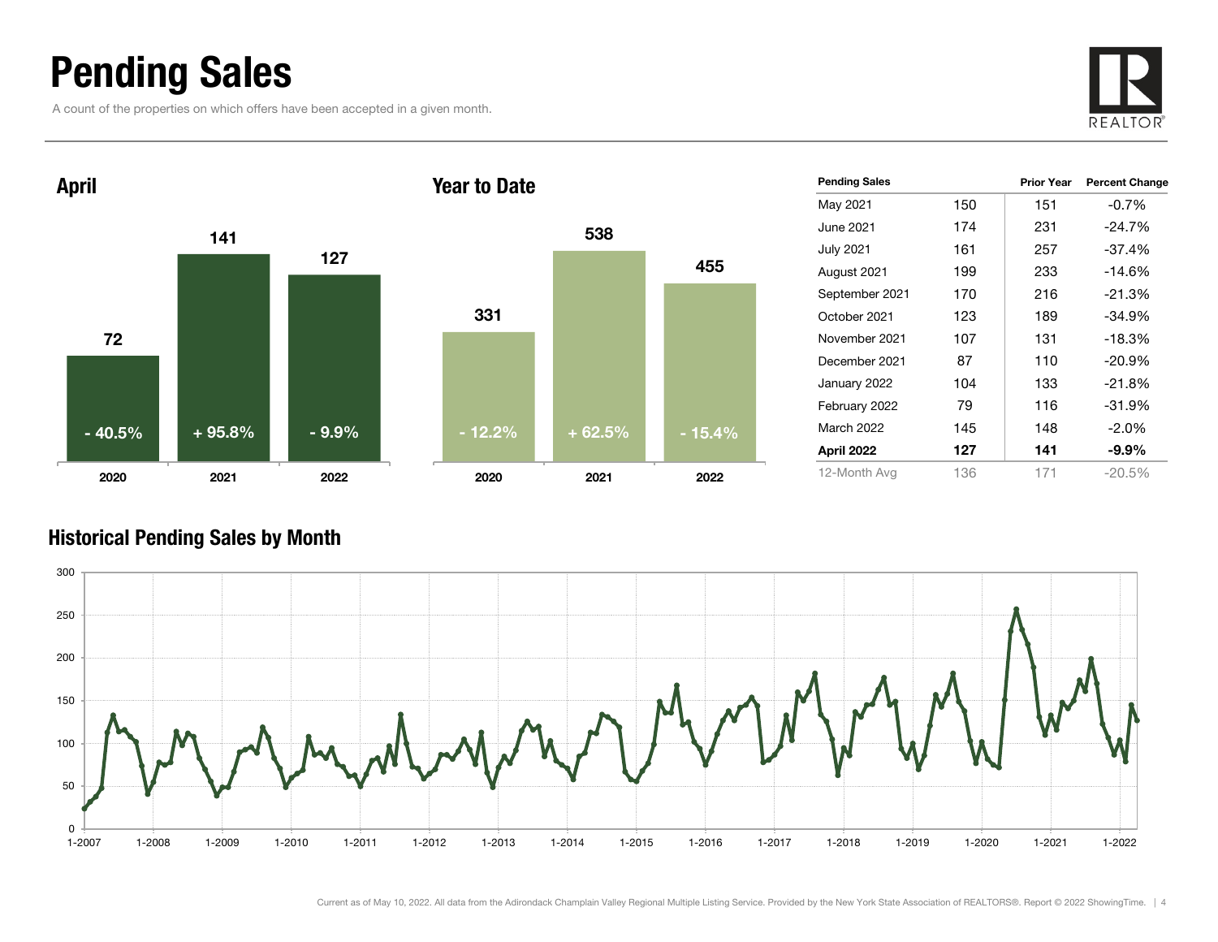# Pending Sales

A count of the properties on which offers have been accepted in a given month.

## April

| Year | Pending Sales | Change |
|---|---|---|
| 2020 | 72 | - 40.5% |
| 2021 | 141 | + 95.8% |
| 2022 | 127 | - 9.9% |

## Year to Date

| Year | Pending Sales | Change |
|---|---|---|
| 2020 | 331 | - 12.2% |
| 2021 | 538 | + 62.5% |
| 2022 | 455 | - 15.4% |

| Pending Sales | | Prior Year | Percent Change |
|---|---|---|---|
| May 2021 | 150 | 151 | -0.7% |
| June 2021 | 174 | 231 | -24.7% |
| July 2021 | 161 | 257 | -37.4% |
| August 2021 | 199 | 233 | -14.6% |
| September 2021 | 170 | 216 | -21.3% |
| October 2021 | 123 | 189 | -34.9% |
| November 2021 | 107 | 131 | -18.3% |
| December 2021 | 87 | 110 | -20.9% |
| January 2022 | 104 | 133 | -21.8% |
| February 2022 | 79 | 116 | -31.9% |
| March 2022 | 145 | 148 | -2.0% |
| **April 2022** | **127** | **141** | **-9.9%** |
| 12-Month Avg | 136 | 171 | -20.5% |

## Historical Pending Sales by Month

Current as of May 10, 2022. All data from the Adirondack Champlain Valley Regional Multiple Listing Service. Provided by the New York State Association of REALTORS®. Report © 2022 ShowingTime.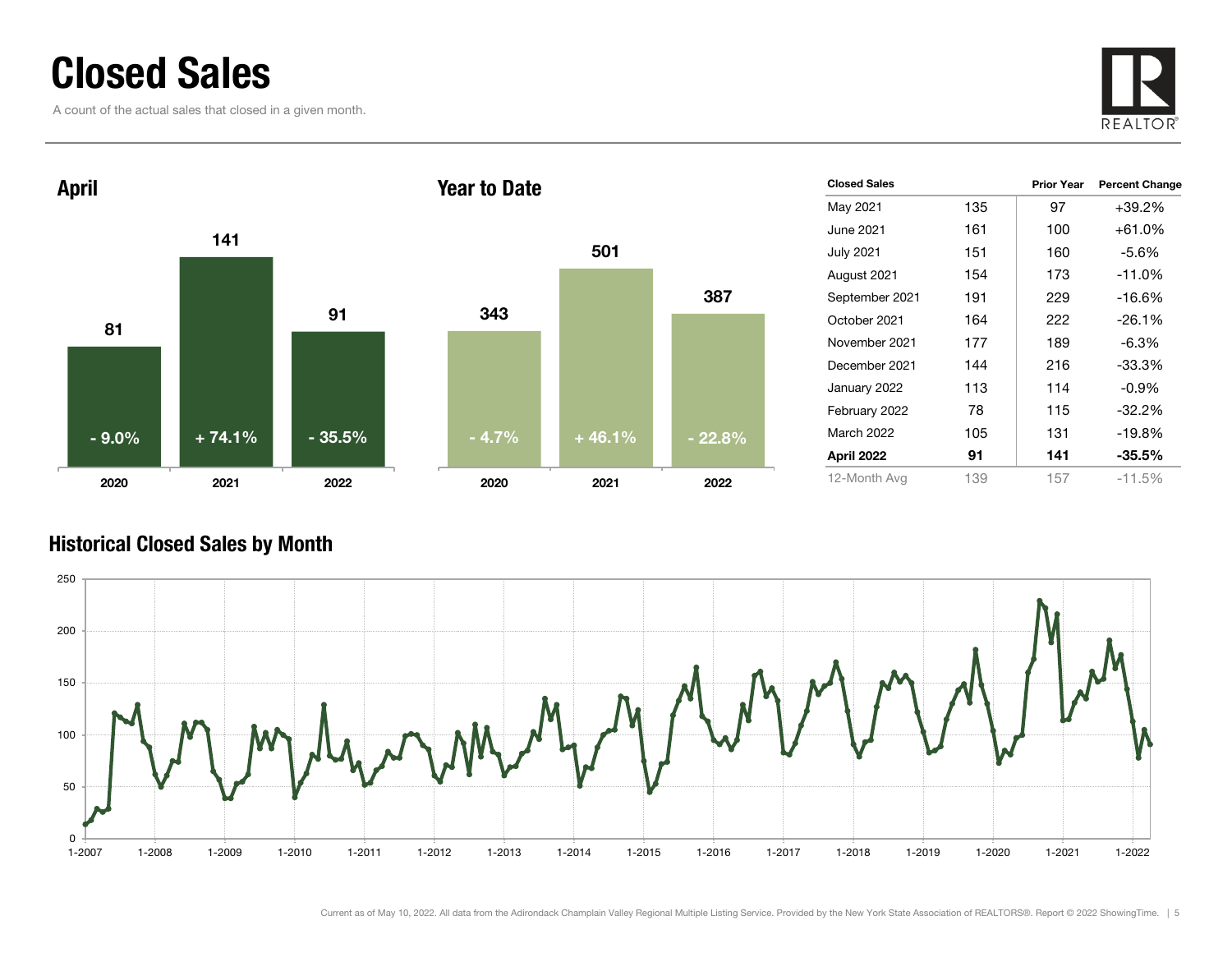# Closed Sales

A count of the actual sales that closed in a given month.

## April

| Year | Closed Sales | Change |
|---|---|---|
| 2020 | 81 | - 9.0% |
| 2021 | 141 | + 74.1% |
| 2022 | 91 | - 35.5% |

## Year to Date

| Year | Closed Sales | Change |
|---|---|---|
| 2020 | 343 | - 4.7% |
| 2021 | 501 | + 46.1% |
| 2022 | 387 | - 22.8% |

| Closed Sales | | Prior Year | Percent Change |
|---|---|---|---|
| May 2021 | 135 | 97 | +39.2% |
| June 2021 | 161 | 100 | +61.0% |
| July 2021 | 151 | 160 | -5.6% |
| August 2021 | 154 | 173 | -11.0% |
| September 2021 | 191 | 229 | -16.6% |
| October 2021 | 164 | 222 | -26.1% |
| November 2021 | 177 | 189 | -6.3% |
| December 2021 | 144 | 216 | -33.3% |
| January 2022 | 113 | 114 | -0.9% |
| February 2022 | 78 | 115 | -32.2% |
| March 2022 | 105 | 131 | -19.8% |
| **April 2022** | **91** | **141** | **-35.5%** |
| 12-Month Avg | 139 | 157 | -11.5% |

## Historical Closed Sales by Month

Current as of May 10, 2022. All data from the Adirondack Champlain Valley Regional Multiple Listing Service. Provided by the New York State Association of REALTORS®. Report © 2022 ShowingTime.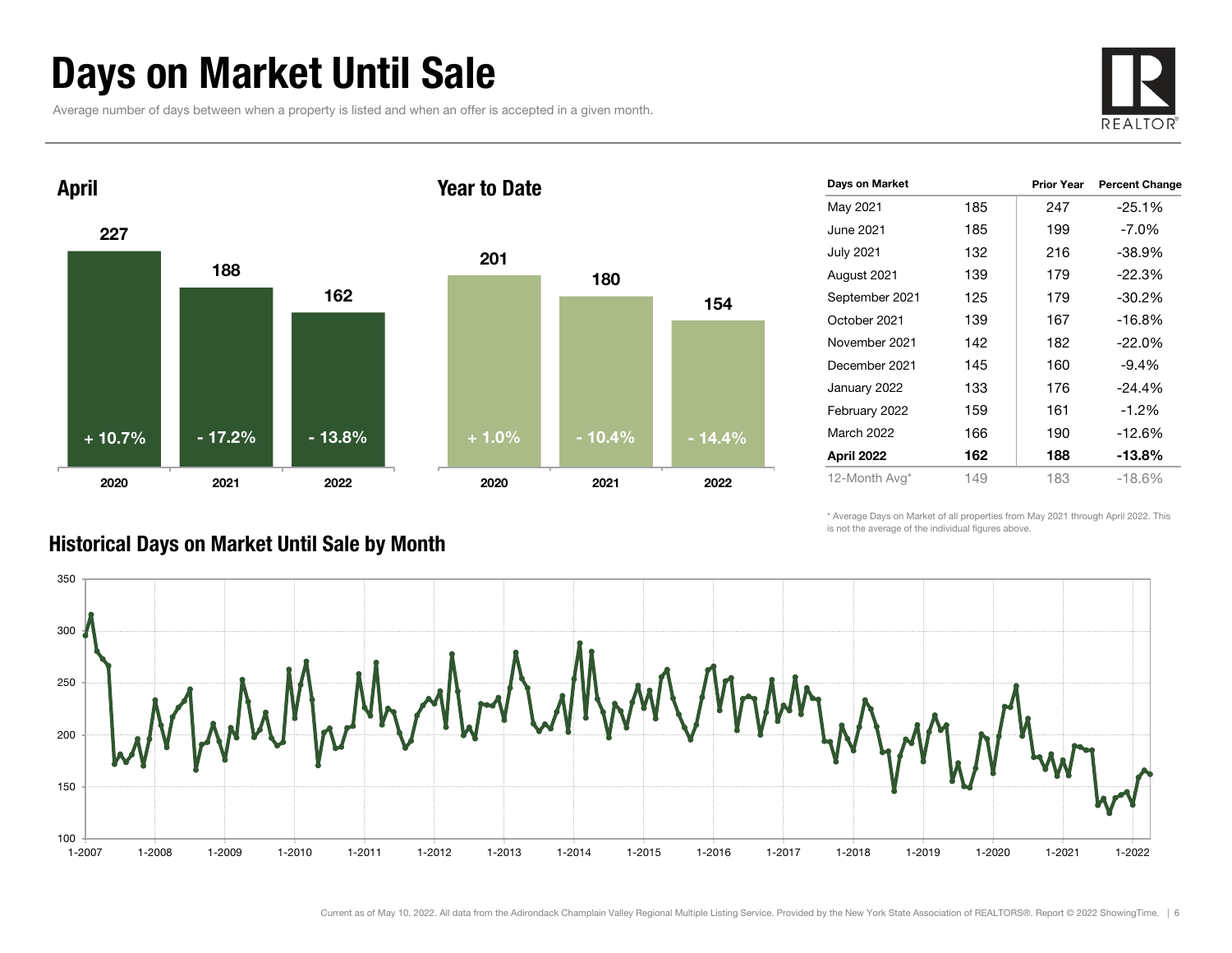# Days on Market Until Sale

Average number of days between when a property is listed and when an offer is accepted in a given month.

## April

| Year | Days | Change |
|---|---|---|
| 2020 | 227 | + 10.7% |
| 2021 | 188 | - 17.2% |
| 2022 | 162 | - 13.8% |

## Year to Date

| Year | Days | Change |
|---|---|---|
| 2020 | 201 | + 1.0% |
| 2021 | 180 | - 10.4% |
| 2022 | 154 | - 14.4% |

| Days on Market | | Prior Year | Percent Change |
|---|---|---|---|
| May 2021 | 185 | 247 | -25.1% |
| June 2021 | 185 | 199 | -7.0% |
| July 2021 | 132 | 216 | -38.9% |
| August 2021 | 139 | 179 | -22.3% |
| September 2021 | 125 | 179 | -30.2% |
| October 2021 | 139 | 167 | -16.8% |
| November 2021 | 142 | 182 | -22.0% |
| December 2021 | 145 | 160 | -9.4% |
| January 2022 | 133 | 176 | -24.4% |
| February 2022 | 159 | 161 | -1.2% |
| March 2022 | 166 | 190 | -12.6% |
| **April 2022** | **162** | **188** | **-13.8%** |
| 12-Month Avg* | 149 | 183 | -18.6% |

\* Average Days on Market of all properties from May 2021 through April 2022. This is not the average of the individual figures above.

## Historical Days on Market Until Sale by Month

Current as of May 10, 2022. All data from the Adirondack Champlain Valley Regional Multiple Listing Service. Provided by the New York State Association of REALTORS®. Report © 2022 ShowingTime.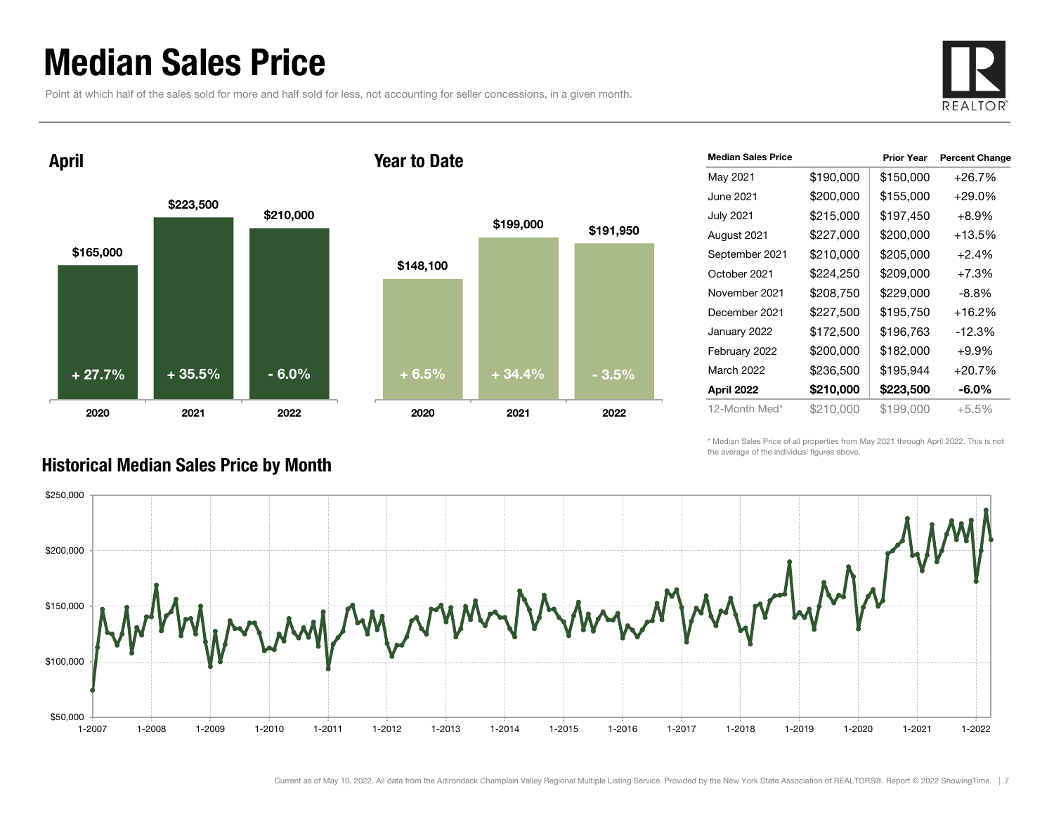# Median Sales Price

Point at which half of the sales sold for more and half sold for less, not accounting for seller concessions, in a given month.

## April

| Year | Median Sales Price | Change |
|---|---|---|
| 2020 | $165,000 | + 27.7% |
| 2021 | $223,500 | + 35.5% |
| 2022 | $210,000 | - 6.0% |

## Year to Date

| Year | Median Sales Price | Change |
|---|---|---|
| 2020 | $148,100 | + 6.5% |
| 2021 | $199,000 | + 34.4% |
| 2022 | $191,950 | - 3.5% |

| Median Sales Price | | Prior Year | Percent Change |
|---|---|---|---|
| May 2021 | $190,000 | $150,000 | +26.7% |
| June 2021 | $200,000 | $155,000 | +29.0% |
| July 2021 | $215,000 | $197,450 | +8.9% |
| August 2021 | $227,000 | $200,000 | +13.5% |
| September 2021 | $210,000 | $205,000 | +2.4% |
| October 2021 | $224,250 | $209,000 | +7.3% |
| November 2021 | $208,750 | $229,000 | -8.8% |
| December 2021 | $227,500 | $195,750 | +16.2% |
| January 2022 | $172,500 | $196,763 | -12.3% |
| February 2022 | $200,000 | $182,000 | +9.9% |
| March 2022 | $236,500 | $195,944 | +20.7% |
| **April 2022** | **$210,000** | **$223,500** | **-6.0%** |
| 12-Month Med* | $210,000 | $199,000 | +5.5% |

\* Median Sales Price of all properties from May 2021 through April 2022. This is not the average of the individual figures above.

## Historical Median Sales Price by Month

Current as of May 10, 2022. All data from the Adirondack Champlain Valley Regional Multiple Listing Service. Provided by the New York State Association of REALTORS®. Report © 2022 ShowingTime.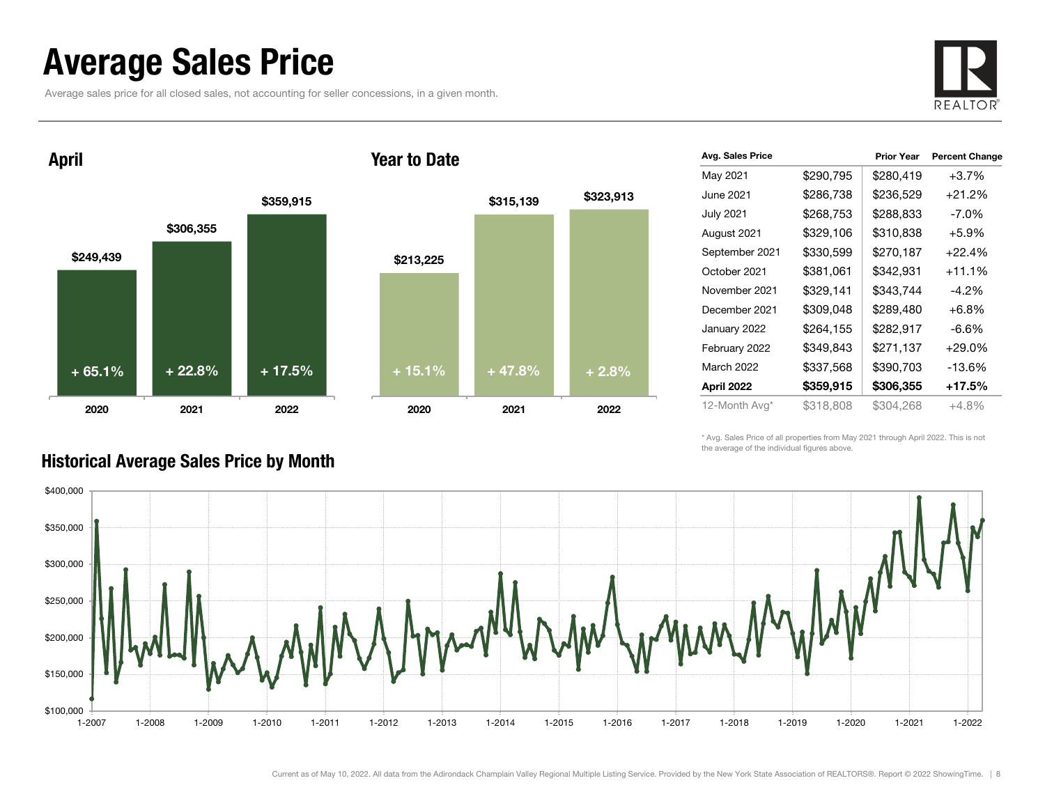# Average Sales Price

Average sales price for all closed sales, not accounting for seller concessions, in a given month.

## April

| Year | Average Sales Price | Change |
| --- | --- | --- |
| 2020 | $249,439 | + 65.1% |
| 2021 | $306,355 | + 22.8% |
| 2022 | $359,915 | + 17.5% |

## Year to Date

| Year | Average Sales Price | Change |
| --- | --- | --- |
| 2020 | $213,225 | + 15.1% |
| 2021 | $315,139 | + 47.8% |
| 2022 | $323,913 | + 2.8% |

| Avg. Sales Price | | Prior Year | Percent Change |
| --- | --- | --- | --- |
| May 2021 | $290,795 | $280,419 | +3.7% |
| June 2021 | $286,738 | $236,529 | +21.2% |
| July 2021 | $268,753 | $288,833 | -7.0% |
| August 2021 | $329,106 | $310,838 | +5.9% |
| September 2021 | $330,599 | $270,187 | +22.4% |
| October 2021 | $381,061 | $342,931 | +11.1% |
| November 2021 | $329,141 | $343,744 | -4.2% |
| December 2021 | $309,048 | $289,480 | +6.8% |
| January 2022 | $264,155 | $282,917 | -6.6% |
| February 2022 | $349,843 | $271,137 | +29.0% |
| March 2022 | $337,568 | $390,703 | -13.6% |
| **April 2022** | **$359,915** | **$306,355** | **+17.5%** |
| 12-Month Avg* | $318,808 | $304,268 | +4.8% |

\* Avg. Sales Price of all properties from May 2021 through April 2022. This is not the average of the individual figures above.

## Historical Average Sales Price by Month

Current as of May 10, 2022. All data from the Adirondack Champlain Valley Regional Multiple Listing Service. Provided by the New York State Association of REALTORS®. Report © 2022 ShowingTime.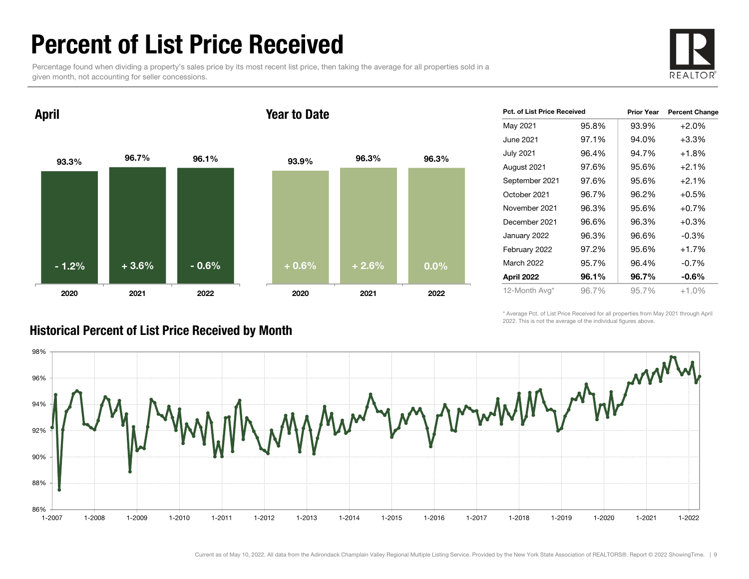# Percent of List Price Received

Percentage found when dividing a property's sales price by its most recent list price, then taking the average for all properties sold in a given month, not accounting for seller concessions.

## April

| | 2020 | 2021 | 2022 |
|---|---|---|---|
| Pct. of List Price Received | 93.3% | 96.7% | 96.1% |
| Change | - 1.2% | + 3.6% | - 0.6% |

## Year to Date

| | 2020 | 2021 | 2022 |
|---|---|---|---|
| Pct. of List Price Received | 93.9% | 96.3% | 96.3% |
| Change | + 0.6% | + 2.6% | 0.0% |

| Pct. of List Price Received | | Prior Year | Percent Change |
|---|---|---|---|
| May 2021 | 95.8% | 93.9% | +2.0% |
| June 2021 | 97.1% | 94.0% | +3.3% |
| July 2021 | 96.4% | 94.7% | +1.8% |
| August 2021 | 97.6% | 95.6% | +2.1% |
| September 2021 | 97.6% | 95.6% | +2.1% |
| October 2021 | 96.7% | 96.2% | +0.5% |
| November 2021 | 96.3% | 95.6% | +0.7% |
| December 2021 | 96.6% | 96.3% | +0.3% |
| January 2022 | 96.3% | 96.6% | -0.3% |
| February 2022 | 97.2% | 95.6% | +1.7% |
| March 2022 | 95.7% | 96.4% | -0.7% |
| **April 2022** | **96.1%** | **96.7%** | **-0.6%** |
| 12-Month Avg* | 96.7% | 95.7% | +1.0% |

\* Average Pct. of List Price Received for all properties from May 2021 through April 2022. This is not the average of the individual figures above.

## Historical Percent of List Price Received by Month

Current as of May 10, 2022. All data from the Adirondack Champlain Valley Regional Multiple Listing Service. Provided by the New York State Association of REALTORS®. Report © 2022 ShowingTime.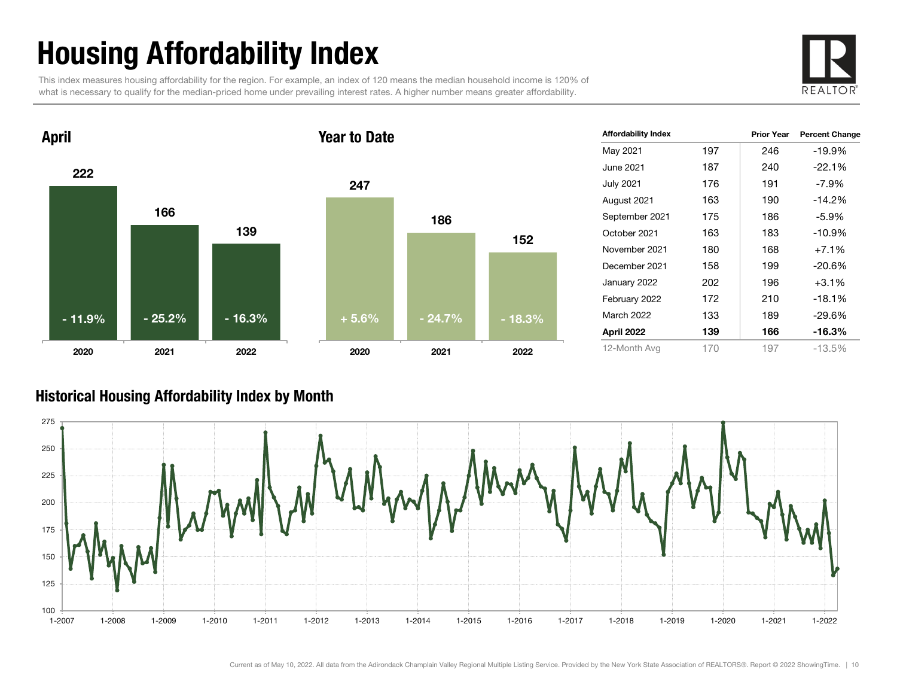# Housing Affordability Index

This index measures housing affordability for the region. For example, an index of 120 means the median household income is 120% of what is necessary to qualify for the median-priced home under prevailing interest rates. A higher number means greater affordability.

## April

| | 2020 | 2021 | 2022 |
|---|---|---|---|
| Index | 222 | 166 | 139 |
| Change | - 11.9% | - 25.2% | - 16.3% |

## Year to Date

| | 2020 | 2021 | 2022 |
|---|---|---|---|
| Index | 247 | 186 | 152 |
| Change | + 5.6% | - 24.7% | - 18.3% |

| Affordability Index | | Prior Year | Percent Change |
|---|---|---|---|
| May 2021 | 197 | 246 | -19.9% |
| June 2021 | 187 | 240 | -22.1% |
| July 2021 | 176 | 191 | -7.9% |
| August 2021 | 163 | 190 | -14.2% |
| September 2021 | 175 | 186 | -5.9% |
| October 2021 | 163 | 183 | -10.9% |
| November 2021 | 180 | 168 | +7.1% |
| December 2021 | 158 | 199 | -20.6% |
| January 2022 | 202 | 196 | +3.1% |
| February 2022 | 172 | 210 | -18.1% |
| March 2022 | 133 | 189 | -29.6% |
| **April 2022** | **139** | **166** | **-16.3%** |
| 12-Month Avg | 170 | 197 | -13.5% |

## Historical Housing Affordability Index by Month

Current as of May 10, 2022. All data from the Adirondack Champlain Valley Regional Multiple Listing Service. Provided by the New York State Association of REALTORS®. Report © 2022 ShowingTime.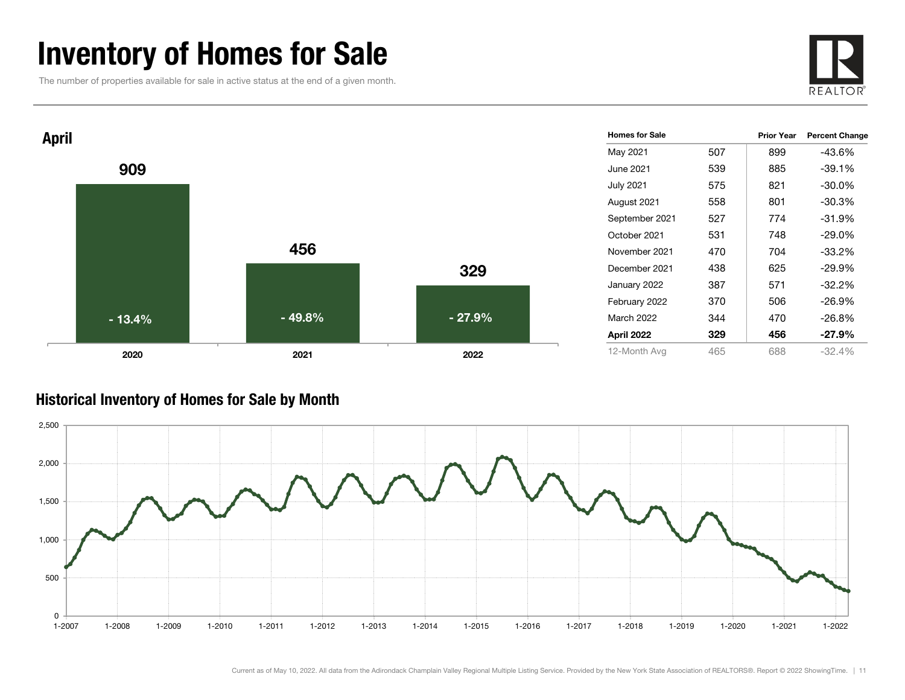# Inventory of Homes for Sale

The number of properties available for sale in active status at the end of a given month.

## April

| Year | Homes for Sale | Percent Change |
|---|---|---|
| 2020 | 909 | - 13.4% |
| 2021 | 456 | - 49.8% |
| 2022 | 329 | - 27.9% |

| Homes for Sale | | Prior Year | Percent Change |
|---|---|---|---|
| May 2021 | 507 | 899 | -43.6% |
| June 2021 | 539 | 885 | -39.1% |
| July 2021 | 575 | 821 | -30.0% |
| August 2021 | 558 | 801 | -30.3% |
| September 2021 | 527 | 774 | -31.9% |
| October 2021 | 531 | 748 | -29.0% |
| November 2021 | 470 | 704 | -33.2% |
| December 2021 | 438 | 625 | -29.9% |
| January 2022 | 387 | 571 | -32.2% |
| February 2022 | 370 | 506 | -26.9% |
| March 2022 | 344 | 470 | -26.8% |
| **April 2022** | **329** | **456** | **-27.9%** |
| 12-Month Avg | 465 | 688 | -32.4% |

## Historical Inventory of Homes for Sale by Month

Current as of May 10, 2022. All data from the Adirondack Champlain Valley Regional Multiple Listing Service. Provided by the New York State Association of REALTORS®. Report © 2022 ShowingTime.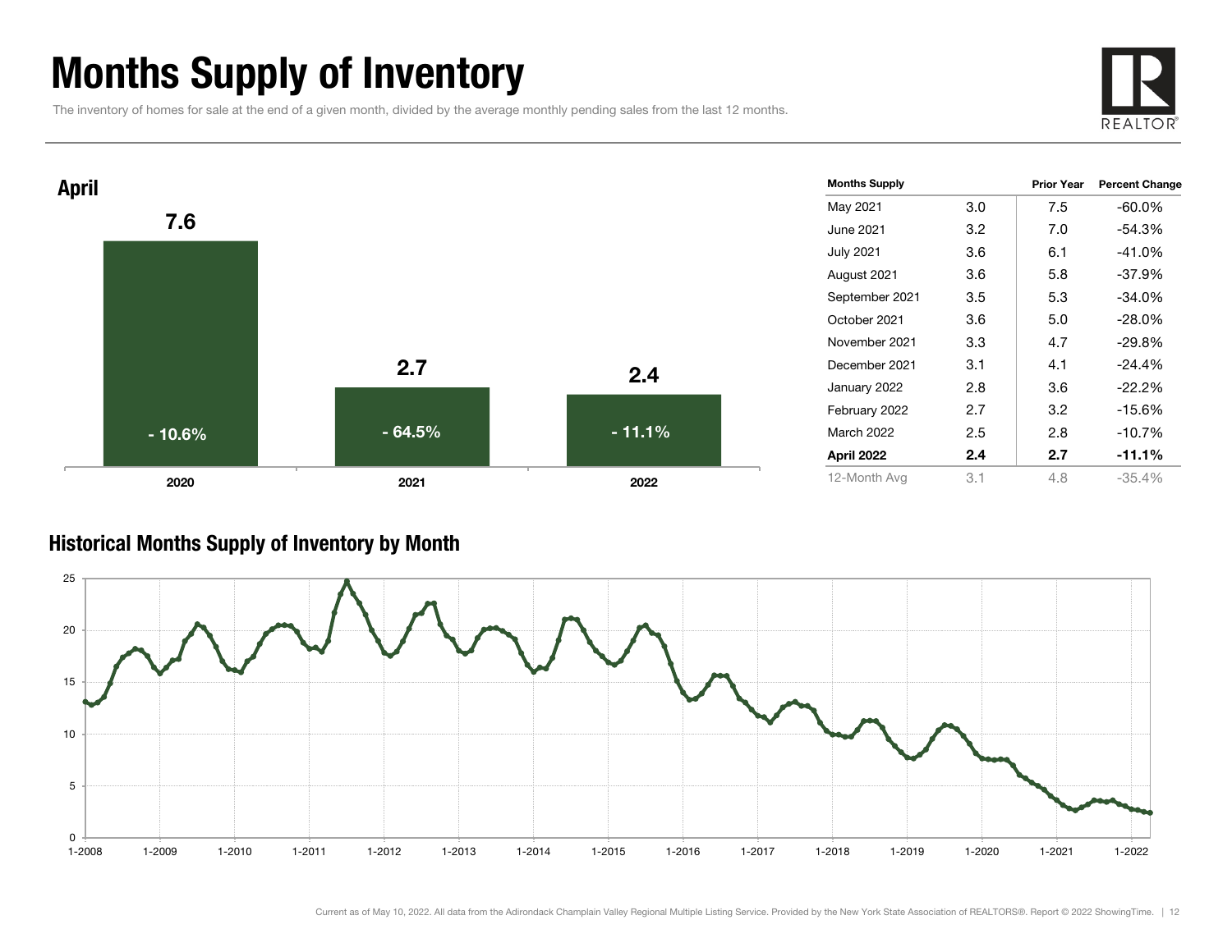# Months Supply of Inventory

The inventory of homes for sale at the end of a given month, divided by the average monthly pending sales from the last 12 months.

REALTOR®

## April

| Year | Months Supply | Change |
|---|---|---|
| 2020 | 7.6 | - 10.6% |
| 2021 | 2.7 | - 64.5% |
| 2022 | 2.4 | - 11.1% |

| Months Supply | | Prior Year | Percent Change |
|---|---|---|---|
| May 2021 | 3.0 | 7.5 | -60.0% |
| June 2021 | 3.2 | 7.0 | -54.3% |
| July 2021 | 3.6 | 6.1 | -41.0% |
| August 2021 | 3.6 | 5.8 | -37.9% |
| September 2021 | 3.5 | 5.3 | -34.0% |
| October 2021 | 3.6 | 5.0 | -28.0% |
| November 2021 | 3.3 | 4.7 | -29.8% |
| December 2021 | 3.1 | 4.1 | -24.4% |
| January 2022 | 2.8 | 3.6 | -22.2% |
| February 2022 | 2.7 | 3.2 | -15.6% |
| March 2022 | 2.5 | 2.8 | -10.7% |
| **April 2022** | **2.4** | **2.7** | **-11.1%** |
| 12-Month Avg | 3.1 | 4.8 | -35.4% |

## Historical Months Supply of Inventory by Month

Current as of May 10, 2022. All data from the Adirondack Champlain Valley Regional Multiple Listing Service. Provided by the New York State Association of REALTORS®. Report © 2022 ShowingTime.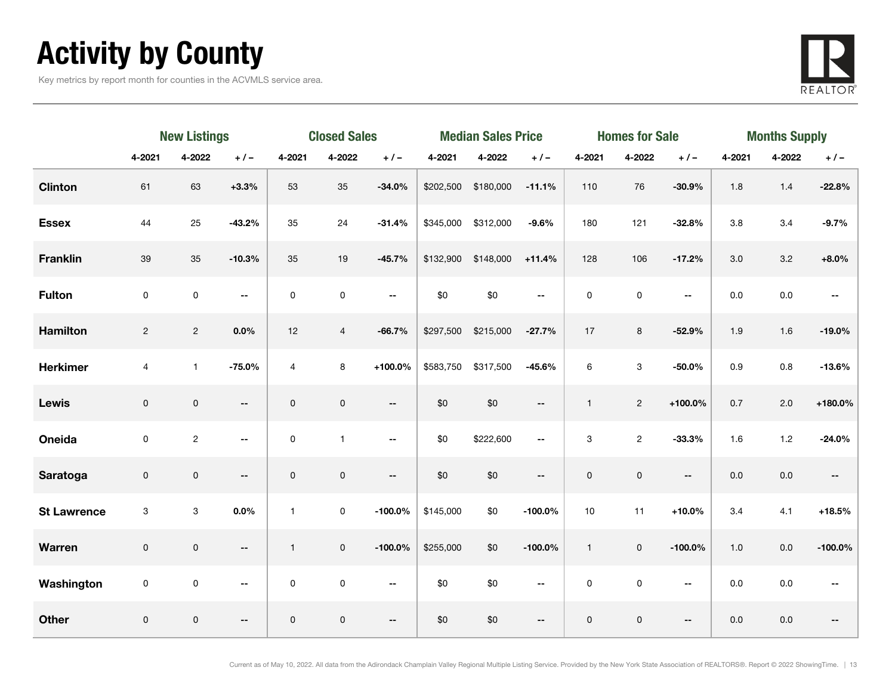# Activity by County

Key metrics by report month for counties in the ACVMLS service area.

| | New Listings | | | Closed Sales | | | Median Sales Price | | | Homes for Sale | | | Months Supply | | |
|---|---|---|---|---|---|---|---|---|---|---|---|---|---|---|---|
| | 4-2021 | 4-2022 | + / – | 4-2021 | 4-2022 | + / – | 4-2021 | 4-2022 | + / – | 4-2021 | 4-2022 | + / – | 4-2021 | 4-2022 | + / – |
| **Clinton** | 61 | 63 | **+3.3%** | 53 | 35 | **-34.0%** | $202,500 | $180,000 | **-11.1%** | 110 | 76 | **-30.9%** | 1.8 | 1.4 | **-22.8%** |
| **Essex** | 44 | 25 | **-43.2%** | 35 | 24 | **-31.4%** | $345,000 | $312,000 | **-9.6%** | 180 | 121 | **-32.8%** | 3.8 | 3.4 | **-9.7%** |
| **Franklin** | 39 | 35 | **-10.3%** | 35 | 19 | **-45.7%** | $132,900 | $148,000 | **+11.4%** | 128 | 106 | **-17.2%** | 3.0 | 3.2 | **+8.0%** |
| **Fulton** | 0 | 0 | -- | 0 | 0 | -- | $0 | $0 | -- | 0 | 0 | -- | 0.0 | 0.0 | -- |
| **Hamilton** | 2 | 2 | **0.0%** | 12 | 4 | **-66.7%** | $297,500 | $215,000 | **-27.7%** | 17 | 8 | **-52.9%** | 1.9 | 1.6 | **-19.0%** |
| **Herkimer** | 4 | 1 | **-75.0%** | 4 | 8 | **+100.0%** | $583,750 | $317,500 | **-45.6%** | 6 | 3 | **-50.0%** | 0.9 | 0.8 | **-13.6%** |
| **Lewis** | 0 | 0 | -- | 0 | 0 | -- | $0 | $0 | -- | 1 | 2 | **+100.0%** | 0.7 | 2.0 | **+180.0%** |
| **Oneida** | 0 | 2 | -- | 0 | 1 | -- | $0 | $222,600 | -- | 3 | 2 | **-33.3%** | 1.6 | 1.2 | **-24.0%** |
| **Saratoga** | 0 | 0 | -- | 0 | 0 | -- | $0 | $0 | -- | 0 | 0 | -- | 0.0 | 0.0 | -- |
| **St Lawrence** | 3 | 3 | **0.0%** | 1 | 0 | **-100.0%** | $145,000 | $0 | **-100.0%** | 10 | 11 | **+10.0%** | 3.4 | 4.1 | **+18.5%** |
| **Warren** | 0 | 0 | -- | 1 | 0 | **-100.0%** | $255,000 | $0 | **-100.0%** | 1 | 0 | **-100.0%** | 1.0 | 0.0 | **-100.0%** |
| **Washington** | 0 | 0 | -- | 0 | 0 | -- | $0 | $0 | -- | 0 | 0 | -- | 0.0 | 0.0 | -- |
| **Other** | 0 | 0 | -- | 0 | 0 | -- | $0 | $0 | -- | 0 | 0 | -- | 0.0 | 0.0 | -- |

Current as of May 10, 2022. All data from the Adirondack Champlain Valley Regional Multiple Listing Service. Provided by the New York State Association of REALTORS®. Report © 2022 ShowingTime.